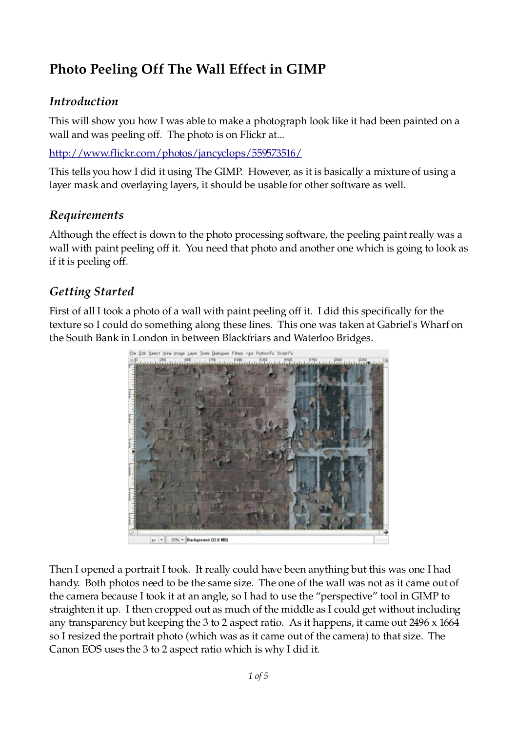# Photo Peeling Off The Wall Effect in GIMP

## *Introduction*

This will show you how I was able to make a photograph look like it had been painted on a wall and was peeling off. The photo is on Flickr at...

http://www.flickr.com/photos/jancyclops/559573516/

This tells you how I did it using The GIMP. However, as it is basically a mixture of using a layer mask and overlaying layers, it should be usable for other software as well.

## *Requirements*

Although the effect is down to the photo processing software, the peeling paint really was a wall with paint peeling off it. You need that photo and another one which is going to look as if it is peeling off.

## *Getting Started*

First of all I took a photo of a wall with paint peeling off it. I did this specifically for the texture so I could do something along these lines. This one was taken at Gabriel's Wharf on the South Bank in London in between Blackfriars and Waterloo Bridges.

Then I opened a portrait I took. It really could have been anything but this was one I had handy. Both photos need to be the same size. The one of the wall was not as it came out of the camera because I took it at an angle, so I had to use the "perspective" tool in GIMP to straighten it up. I then cropped out as much of the middle as I could get without including any transparency but keeping the 3 to 2 aspect ratio. As it happens, it came out 2496 x 1664 so I resized the portrait photo (which was as it came out of the camera) to that size. The Canon EOS uses the 3 to 2 aspect ratio which is why I did it.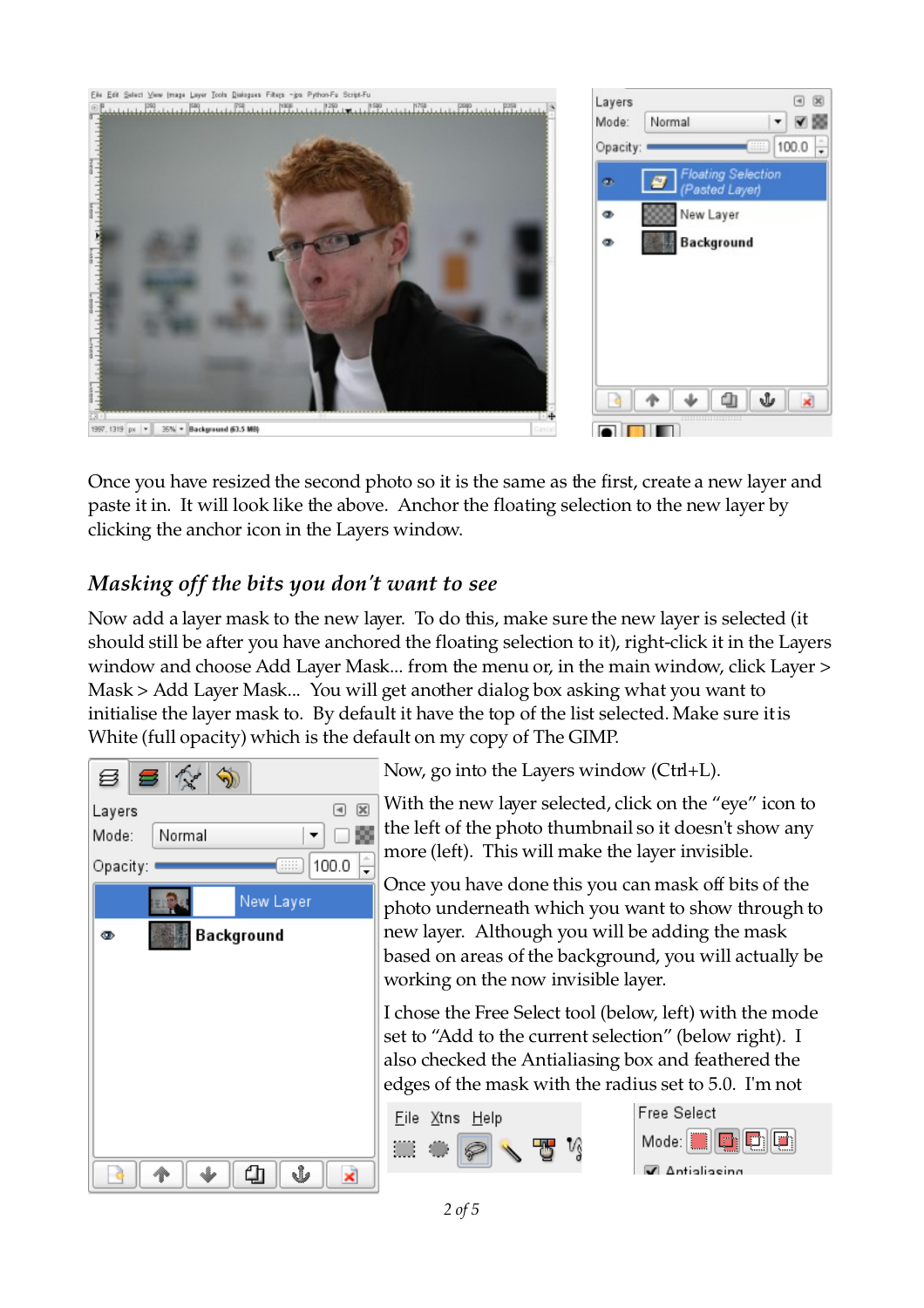Once you have resized the second photo so it is the same as the first, create a new layer and paste it in. It will look like the above. Anchor the floating selection to the new layer by clicking the anchor icon in the Layers window.

## *Masking off the bits you don't want to see*

Now add a layer mask to the new layer. To do this, make sure the new layer is selected (it should still be after you have anchored the floating selection to it), right-click it in the Layers window and choose Add Layer Mask... from the menu or, in the main window, click Layer > Mask > Add Layer Mask... You will get another dialog box asking what you want to initialise the layer mask to. By default it have the top of the list selected. Make sure it is White (full opacity) which is the default on my copy of The GIMP.

Now, go into the Layers window (Ctrl+L).

With the new layer selected, click on the “eye” icon to the left of the photo thumbnail so it doesn't show any more (left). This will make the layer invisible.

Once you have done this you can mask off bits of the photo underneath which you want to show through to new layer. Although you will be adding the mask based on areas of the background, you will actually be working on the now invisible layer.

I chose the Free Select tool (below, left) with the mode set to “Add to the current selection” (below right). I also checked the Antialiasing box and feathered the edges of the mask with the radius set to 5.0. I'm not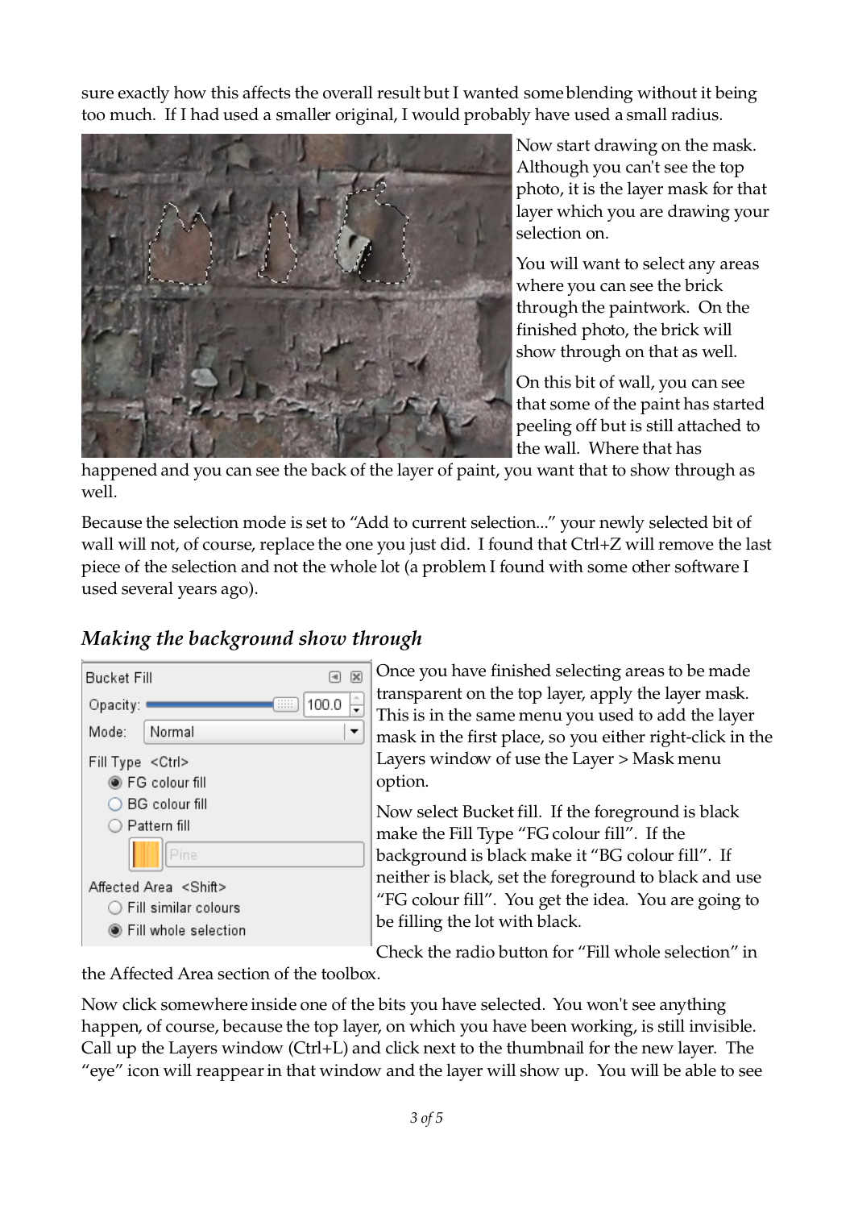sure exactly how this affects the overall result but I wanted some blending without it being too much. If I had used a smaller original, I would probably have used a small radius.

Now start drawing on the mask. Although you can't see the top photo, it is the layer mask for that layer which you are drawing your selection on.

You will want to select any areas where you can see the brick through the paintwork. On the finished photo, the brick will show through on that as well.

On this bit of wall, you can see that some of the paint has started peeling off but is still attached to the wall. Where that has happened and you can see the back of the layer of paint, you want that to show through as well.

Because the selection mode is set to "Add to current selection..." your newly selected bit of wall will not, of course, replace the one you just did. I found that Ctrl+Z will remove the last piece of the selection and not the whole lot (a problem I found with some other software I used several years ago).

## *Making the background show through*

Once you have finished selecting areas to be made transparent on the top layer, apply the layer mask. This is in the same menu you used to add the layer mask in the first place, so you either right-click in the Layers window of use the Layer > Mask menu option.

Now select Bucket fill. If the foreground is black make the Fill Type "FG colour fill". If the background is black make it "BG colour fill". If neither is black, set the foreground to black and use "FG colour fill". You get the idea. You are going to be filling the lot with black.

Check the radio button for "Fill whole selection" in the Affected Area section of the toolbox.

Now click somewhere inside one of the bits you have selected. You won't see anything happen, of course, because the top layer, on which you have been working, is still invisible. Call up the Layers window (Ctrl+L) and click next to the thumbnail for the new layer. The "eye" icon will reappear in that window and the layer will show up. You will be able to see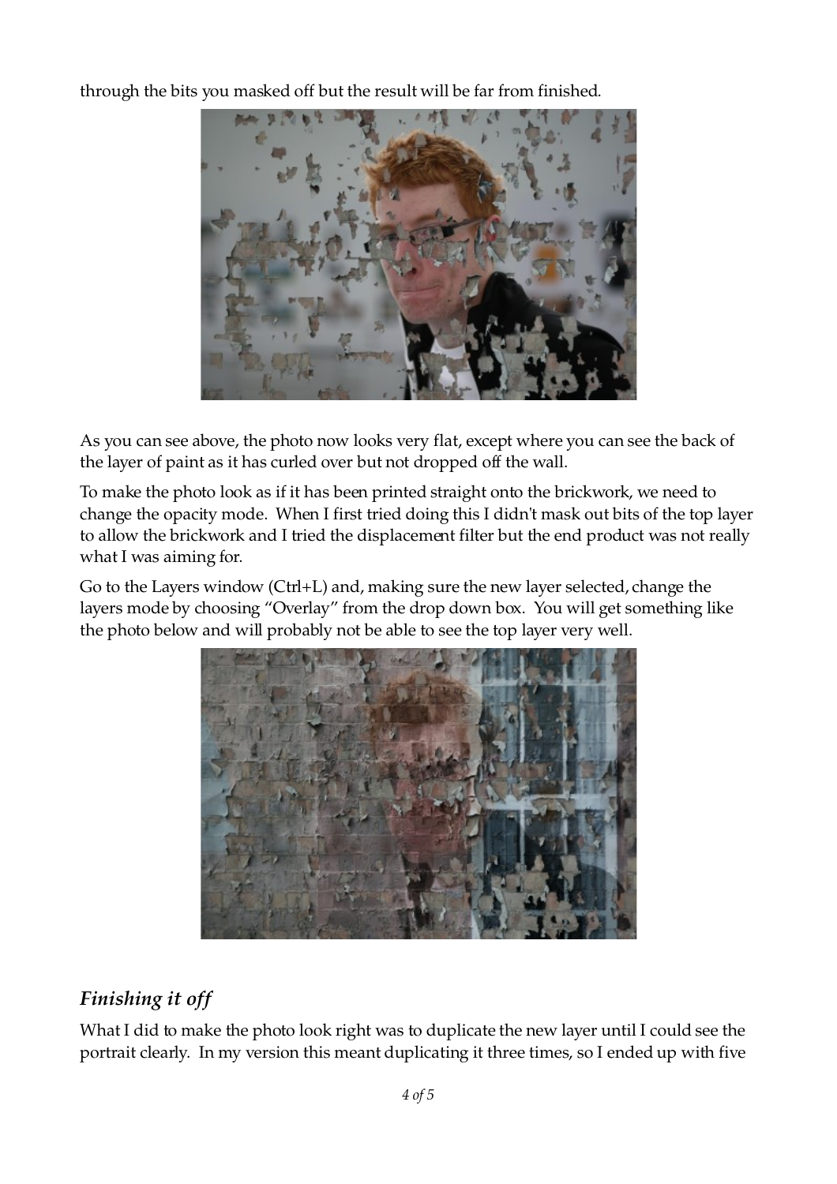through the bits you masked off but the result will be far from finished.

As you can see above, the photo now looks very flat, except where you can see the back of the layer of paint as it has curled over but not dropped off the wall.

To make the photo look as if it has been printed straight onto the brickwork, we need to change the opacity mode. When I first tried doing this I didn't mask out bits of the top layer to allow the brickwork and I tried the displacement filter but the end product was not really what I was aiming for.

Go to the Layers window (Ctrl+L) and, making sure the new layer selected, change the layers mode by choosing "Overlay" from the drop down box. You will get something like the photo below and will probably not be able to see the top layer very well.

## *Finishing it off*

What I did to make the photo look right was to duplicate the new layer until I could see the portrait clearly. In my version this meant duplicating it three times, so I ended up with five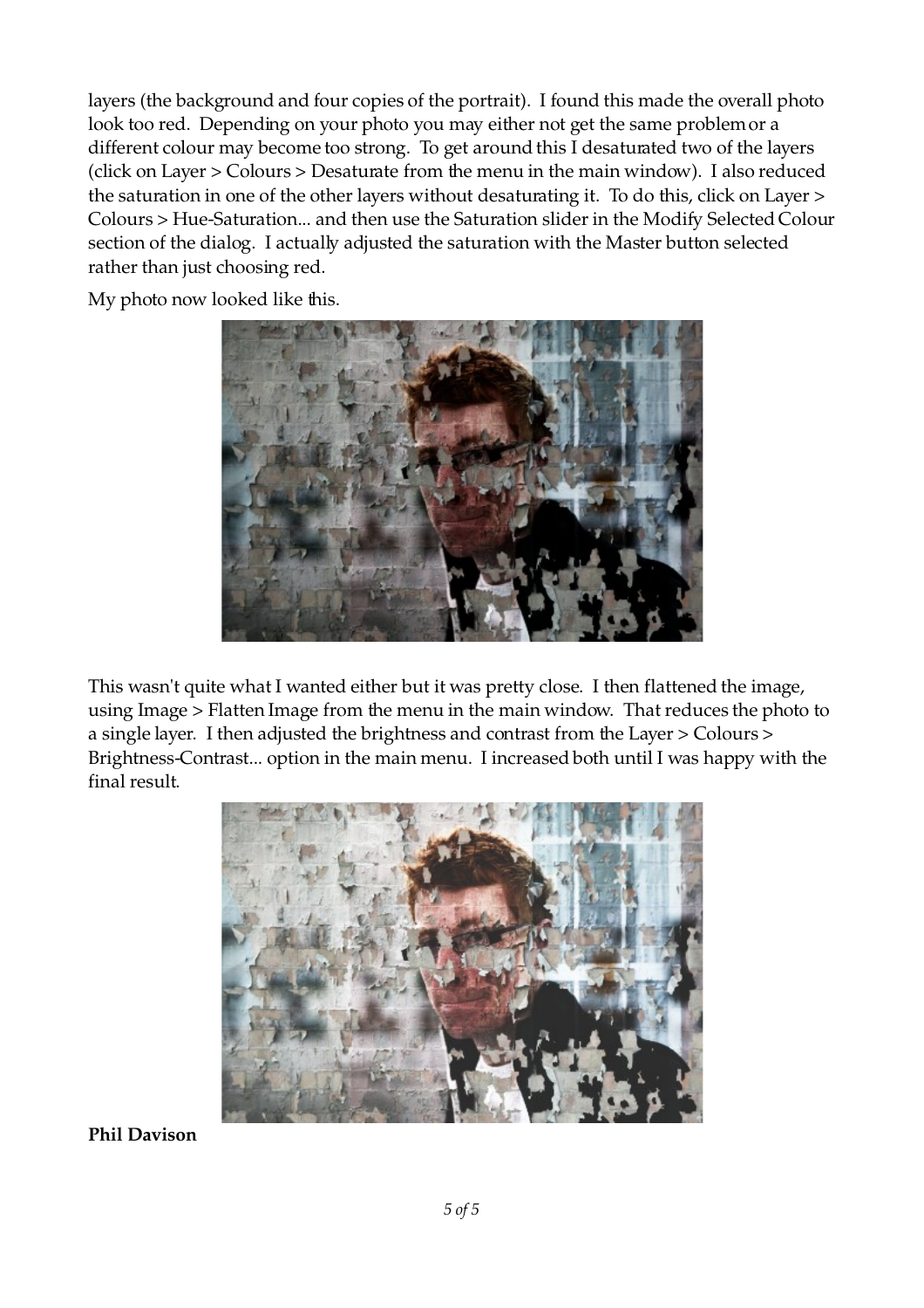layers (the background and four copies of the portrait). I found this made the overall photo look too red. Depending on your photo you may either not get the same problem or a different colour may become too strong. To get around this I desaturated two of the layers (click on Layer > Colours > Desaturate from the menu in the main window). I also reduced the saturation in one of the other layers without desaturating it. To do this, click on Layer > Colours > Hue-Saturation... and then use the Saturation slider in the Modify Selected Colour section of the dialog. I actually adjusted the saturation with the Master button selected rather than just choosing red.

My photo now looked like this.

This wasn't quite what I wanted either but it was pretty close. I then flattened the image, using Image > Flatten Image from the menu in the main window. That reduces the photo to a single layer. I then adjusted the brightness and contrast from the Layer > Colours > Brightness-Contrast... option in the main menu. I increased both until I was happy with the final result.

**Phil Davison**